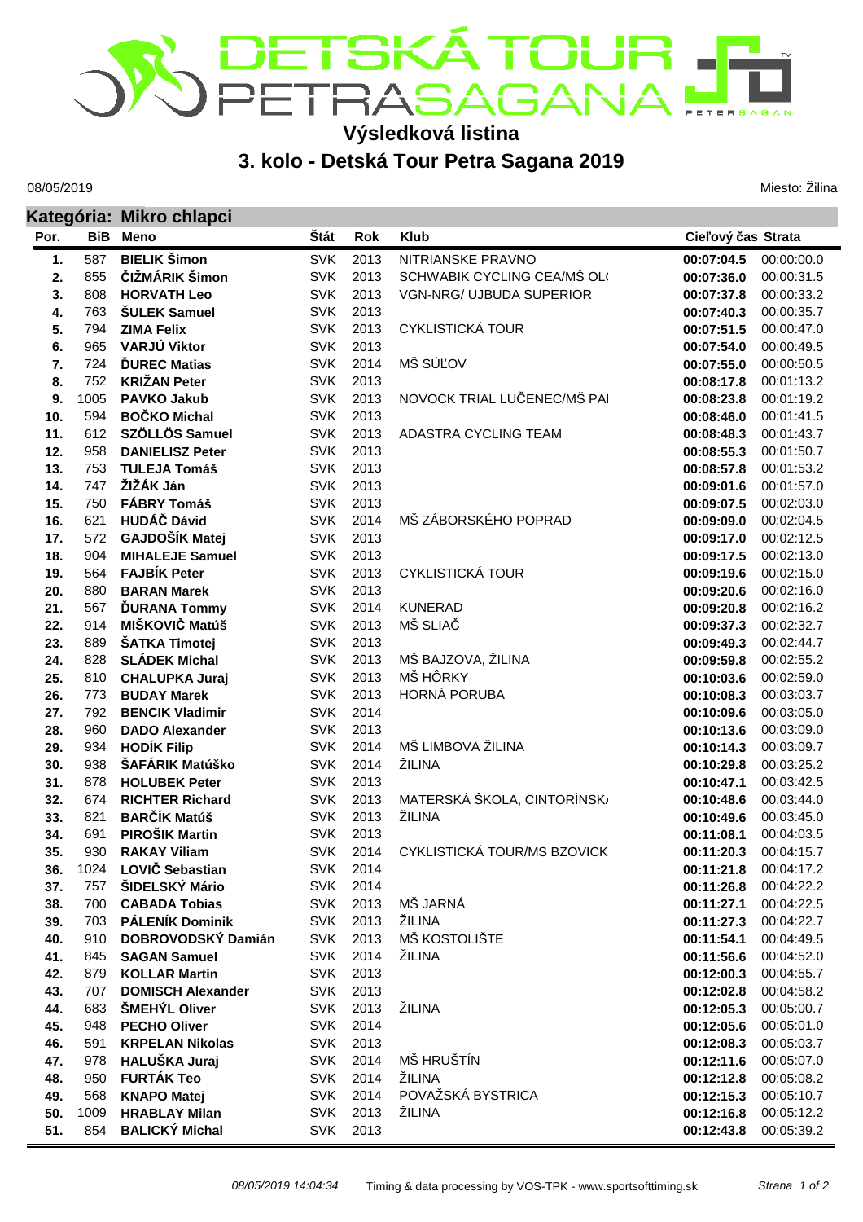# Výsledková listina

## 3. kolo - Detská Tour Petra Sagana 2019

08/05/2019

Miesto: Žilina

### Kategória: Mikro chlapci

| Por. | BiB | Meno | Štát | Rok | Klub | Cieľový čas | Strata |
|---|---|---|---|---|---|---|---|
| 1. | 587 | **BIELIK Šimon** | SVK | 2013 | NITRIANSKE PRAVNO | **00:07:04.5** | 00:00:00.0 |
| 2. | 855 | **ČIŽMÁRIK Šimon** | SVK | 2013 | SCHWABIK CYCLING CEA/MŠ OL( | **00:07:36.0** | 00:00:31.5 |
| 3. | 808 | **HORVATH Leo** | SVK | 2013 | VGN-NRG/ UJBUDA SUPERIOR | **00:07:37.8** | 00:00:33.2 |
| 4. | 763 | **ŠULEK Samuel** | SVK | 2013 | | **00:07:40.3** | 00:00:35.7 |
| 5. | 794 | **ZIMA Felix** | SVK | 2013 | CYKLISTICKÁ TOUR | **00:07:51.5** | 00:00:47.0 |
| 6. | 965 | **VARJÚ Viktor** | SVK | 2013 | | **00:07:54.0** | 00:00:49.5 |
| 7. | 724 | **ĎUREC Matias** | SVK | 2014 | MŠ SÚĽOV | **00:07:55.0** | 00:00:50.5 |
| 8. | 752 | **KRIŽAN Peter** | SVK | 2013 | | **00:08:17.8** | 00:01:13.2 |
| 9. | 1005 | **PAVKO Jakub** | SVK | 2013 | NOVOCK TRIAL LUČENEC/MŠ PAI | **00:08:23.8** | 00:01:19.2 |
| 10. | 594 | **BOČKO Michal** | SVK | 2013 | | **00:08:46.0** | 00:01:41.5 |
| 11. | 612 | **SZÖLLÖS Samuel** | SVK | 2013 | ADASTRA CYCLING TEAM | **00:08:48.3** | 00:01:43.7 |
| 12. | 958 | **DANIELISZ Peter** | SVK | 2013 | | **00:08:55.3** | 00:01:50.7 |
| 13. | 753 | **TULEJA Tomáš** | SVK | 2013 | | **00:08:57.8** | 00:01:53.2 |
| 14. | 747 | **ŽIŽÁK Ján** | SVK | 2013 | | **00:09:01.6** | 00:01:57.0 |
| 15. | 750 | **FÁBRY Tomáš** | SVK | 2013 | | **00:09:07.5** | 00:02:03.0 |
| 16. | 621 | **HUDÁČ Dávid** | SVK | 2014 | MŠ ZÁBORSKÉHO POPRAD | **00:09:09.0** | 00:02:04.5 |
| 17. | 572 | **GAJDOŠÍK Matej** | SVK | 2013 | | **00:09:17.0** | 00:02:12.5 |
| 18. | 904 | **MIHALEJE Samuel** | SVK | 2013 | | **00:09:17.5** | 00:02:13.0 |
| 19. | 564 | **FAJBÍK Peter** | SVK | 2013 | CYKLISTICKÁ TOUR | **00:09:19.6** | 00:02:15.0 |
| 20. | 880 | **BARAN Marek** | SVK | 2013 | | **00:09:20.6** | 00:02:16.0 |
| 21. | 567 | **ĎURANA Tommy** | SVK | 2014 | KUNERAD | **00:09:20.8** | 00:02:16.2 |
| 22. | 914 | **MIŠKOVIČ Matúš** | SVK | 2013 | MŠ SLIAČ | **00:09:37.3** | 00:02:32.7 |
| 23. | 889 | **ŠATKA Timotej** | SVK | 2013 | | **00:09:49.3** | 00:02:44.7 |
| 24. | 828 | **SLÁDEK Michal** | SVK | 2013 | MŠ BAJZOVA, ŽILINA | **00:09:59.8** | 00:02:55.2 |
| 25. | 810 | **CHALUPKA Juraj** | SVK | 2013 | MŠ HÔRKY | **00:10:03.6** | 00:02:59.0 |
| 26. | 773 | **BUDAY Marek** | SVK | 2013 | HORNÁ PORUBA | **00:10:08.3** | 00:03:03.7 |
| 27. | 792 | **BENCIK Vladimir** | SVK | 2014 | | **00:10:09.6** | 00:03:05.0 |
| 28. | 960 | **DADO Alexander** | SVK | 2013 | | **00:10:13.6** | 00:03:09.0 |
| 29. | 934 | **HODÍK Filip** | SVK | 2014 | MŠ LIMBOVA ŽILINA | **00:10:14.3** | 00:03:09.7 |
| 30. | 938 | **ŠAFÁRIK Matúško** | SVK | 2014 | ŽILINA | **00:10:29.8** | 00:03:25.2 |
| 31. | 878 | **HOLUBEK Peter** | SVK | 2013 | | **00:10:47.1** | 00:03:42.5 |
| 32. | 674 | **RICHTER Richard** | SVK | 2013 | MATERSKÁ ŠKOLA, CINTORÍNSK/ | **00:10:48.6** | 00:03:44.0 |
| 33. | 821 | **BARČÍK Matúš** | SVK | 2013 | ŽILINA | **00:10:49.6** | 00:03:45.0 |
| 34. | 691 | **PIROŠIK Martin** | SVK | 2013 | | **00:11:08.1** | 00:04:03.5 |
| 35. | 930 | **RAKAY Viliam** | SVK | 2014 | CYKLISTICKÁ TOUR/MS BZOVICK | **00:11:20.3** | 00:04:15.7 |
| 36. | 1024 | **LOVIČ Sebastian** | SVK | 2014 | | **00:11:21.8** | 00:04:17.2 |
| 37. | 757 | **ŠIDELSKÝ Mário** | SVK | 2014 | | **00:11:26.8** | 00:04:22.2 |
| 38. | 700 | **CABADA Tobias** | SVK | 2013 | MŠ JARNÁ | **00:11:27.1** | 00:04:22.5 |
| 39. | 703 | **PÁLENÍK Dominik** | SVK | 2013 | ŽILINA | **00:11:27.3** | 00:04:22.7 |
| 40. | 910 | **DOBROVODSKÝ Damián** | SVK | 2013 | MŠ KOSTOLIŠTE | **00:11:54.1** | 00:04:49.5 |
| 41. | 845 | **SAGAN Samuel** | SVK | 2014 | ŽILINA | **00:11:56.6** | 00:04:52.0 |
| 42. | 879 | **KOLLAR Martin** | SVK | 2013 | | **00:12:00.3** | 00:04:55.7 |
| 43. | 707 | **DOMISCH Alexander** | SVK | 2013 | | **00:12:02.8** | 00:04:58.2 |
| 44. | 683 | **ŠMEHÝL Oliver** | SVK | 2013 | ŽILINA | **00:12:05.3** | 00:05:00.7 |
| 45. | 948 | **PECHO Oliver** | SVK | 2014 | | **00:12:05.6** | 00:05:01.0 |
| 46. | 591 | **KRPELAN Nikolas** | SVK | 2013 | | **00:12:08.3** | 00:05:03.7 |
| 47. | 978 | **HALUŠKA Juraj** | SVK | 2014 | MŠ HRUŠTÍN | **00:12:11.6** | 00:05:07.0 |
| 48. | 950 | **FURTÁK Teo** | SVK | 2014 | ŽILINA | **00:12:12.8** | 00:05:08.2 |
| 49. | 568 | **KNAPO Matej** | SVK | 2014 | POVAŽSKÁ BYSTRICA | **00:12:15.3** | 00:05:10.7 |
| 50. | 1009 | **HRABLAY Milan** | SVK | 2013 | ŽILINA | **00:12:16.8** | 00:05:12.2 |
| 51. | 854 | **BALICKÝ Michal** | SVK | 2013 | | **00:12:43.8** | 00:05:39.2 |

*08/05/2019 14:04:34* Timing & data processing by VOS-TPK - www.sportsofttiming.sk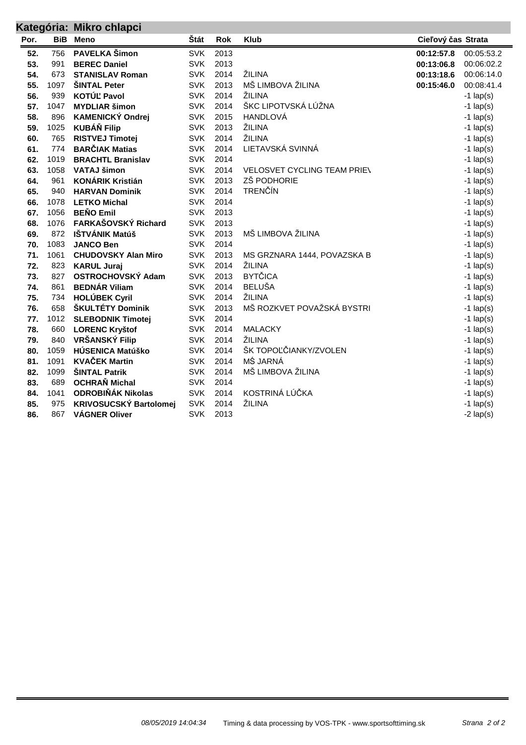## Kategória: Mikro chlapci

| Por. | BiB | Meno | Štát | Rok | Klub | Cieľový čas | Strata |
|---|---|---|---|---|---|---|---|
| 52. | 756 | **PAVELKA Šimon** | SVK | 2013 | | **00:12:57.8** | 00:05:53.2 |
| 53. | 991 | **BEREC Daniel** | SVK | 2013 | | **00:13:06.8** | 00:06:02.2 |
| 54. | 673 | **STANISLAV Roman** | SVK | 2014 | ŽILINA | **00:13:18.6** | 00:06:14.0 |
| 55. | 1097 | **ŠINTAL Peter** | SVK | 2013 | MŠ LIMBOVA ŽILINA | **00:15:46.0** | 00:08:41.4 |
| 56. | 939 | **KOTÚĽ Pavol** | SVK | 2014 | ŽILINA | | -1 lap(s) |
| 57. | 1047 | **MYDLIAR šimon** | SVK | 2014 | ŠKC LIPOTVSKÁ LÚŽNA | | -1 lap(s) |
| 58. | 896 | **KAMENICKÝ Ondrej** | SVK | 2015 | HANDLOVÁ | | -1 lap(s) |
| 59. | 1025 | **KUBÁŇ Filip** | SVK | 2013 | ŽILINA | | -1 lap(s) |
| 60. | 765 | **RISTVEJ Timotej** | SVK | 2014 | ŽILINA | | -1 lap(s) |
| 61. | 774 | **BARČIAK Matias** | SVK | 2014 | LIETAVSKÁ SVINNÁ | | -1 lap(s) |
| 62. | 1019 | **BRACHTL Branislav** | SVK | 2014 | | | -1 lap(s) |
| 63. | 1058 | **VATAJ šimon** | SVK | 2014 | VELOSVET CYCLING TEAM PRIEV | | -1 lap(s) |
| 64. | 961 | **KONÁRIK Kristián** | SVK | 2013 | ZŠ PODHORIE | | -1 lap(s) |
| 65. | 940 | **HARVAN Dominik** | SVK | 2014 | TRENČÍN | | -1 lap(s) |
| 66. | 1078 | **LETKO Michal** | SVK | 2014 | | | -1 lap(s) |
| 67. | 1056 | **BEŇO Emil** | SVK | 2013 | | | -1 lap(s) |
| 68. | 1076 | **FARKAŠOVSKÝ Richard** | SVK | 2013 | | | -1 lap(s) |
| 69. | 872 | **IŠTVÁNIK Matúš** | SVK | 2013 | MŠ LIMBOVA ŽILINA | | -1 lap(s) |
| 70. | 1083 | **JANCO Ben** | SVK | 2014 | | | -1 lap(s) |
| 71. | 1061 | **CHUDOVSKY Alan Miro** | SVK | 2013 | MS GRZNARA 1444, POVAZSKA B | | -1 lap(s) |
| 72. | 823 | **KARUL Juraj** | SVK | 2014 | ŽILINA | | -1 lap(s) |
| 73. | 827 | **OSTROCHOVSKÝ Adam** | SVK | 2013 | BYTČICA | | -1 lap(s) |
| 74. | 861 | **BEDNÁR Viliam** | SVK | 2014 | BELUŠA | | -1 lap(s) |
| 75. | 734 | **HOLÚBEK Cyril** | SVK | 2014 | ŽILINA | | -1 lap(s) |
| 76. | 658 | **ŠKULTÉTY Dominik** | SVK | 2013 | MŠ ROZKVET POVAŽSKÁ BYSTRI | | -1 lap(s) |
| 77. | 1012 | **SLEBODNIK Timotej** | SVK | 2014 | | | -1 lap(s) |
| 78. | 660 | **LORENC Kryštof** | SVK | 2014 | MALACKY | | -1 lap(s) |
| 79. | 840 | **VRŠANSKÝ Filip** | SVK | 2014 | ŽILINA | | -1 lap(s) |
| 80. | 1059 | **HÚSENICA Matúško** | SVK | 2014 | ŠK TOPOĽČIANKY/ZVOLEN | | -1 lap(s) |
| 81. | 1091 | **KVAČEK Martin** | SVK | 2014 | MŚ JARNÁ | | -1 lap(s) |
| 82. | 1099 | **ŠINTAL Patrik** | SVK | 2014 | MŠ LIMBOVA ŽILINA | | -1 lap(s) |
| 83. | 689 | **OCHRAŇ Michal** | SVK | 2014 | | | -1 lap(s) |
| 84. | 1041 | **ODROBIŇÁK Nikolas** | SVK | 2014 | KOSTRINÁ LÚČKA | | -1 lap(s) |
| 85. | 975 | **KRIVOSUCSKÝ Bartolomej** | SVK | 2014 | ŽILINA | | -1 lap(s) |
| 86. | 867 | **VÁGNER Oliver** | SVK | 2013 | | | -2 lap(s) |

*08/05/2019 14:04:34* Timing & data processing by VOS-TPK - www.sportsofttiming.sk